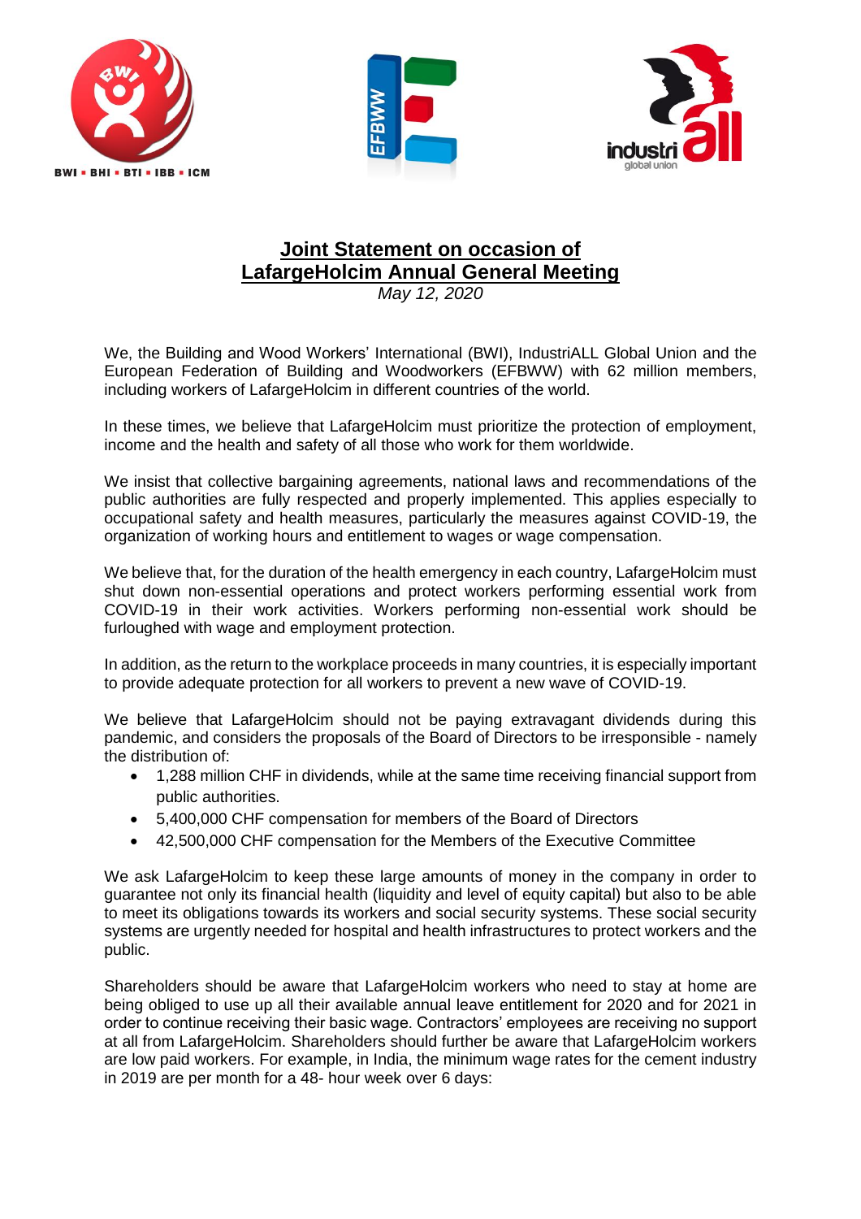# Joint Statement on occasion of LafargeHolcim Annual General Meeting

*May 12, 2020*

We, the Building and Wood Workers' International (BWI), IndustriALL Global Union and the European Federation of Building and Woodworkers (EFBWW) with 62 million members, including workers of LafargeHolcim in different countries of the world.

In these times, we believe that LafargeHolcim must prioritize the protection of employment, income and the health and safety of all those who work for them worldwide.

We insist that collective bargaining agreements, national laws and recommendations of the public authorities are fully respected and properly implemented. This applies especially to occupational safety and health measures, particularly the measures against COVID-19, the organization of working hours and entitlement to wages or wage compensation.

We believe that, for the duration of the health emergency in each country, LafargeHolcim must shut down non-essential operations and protect workers performing essential work from COVID-19 in their work activities. Workers performing non-essential work should be furloughed with wage and employment protection.

In addition, as the return to the workplace proceeds in many countries, it is especially important to provide adequate protection for all workers to prevent a new wave of COVID-19.

We believe that LafargeHolcim should not be paying extravagant dividends during this pandemic, and considers the proposals of the Board of Directors to be irresponsible - namely the distribution of:

- 1,288 million CHF in dividends, while at the same time receiving financial support from public authorities.
- 5,400,000 CHF compensation for members of the Board of Directors
- 42,500,000 CHF compensation for the Members of the Executive Committee

We ask LafargeHolcim to keep these large amounts of money in the company in order to guarantee not only its financial health (liquidity and level of equity capital) but also to be able to meet its obligations towards its workers and social security systems. These social security systems are urgently needed for hospital and health infrastructures to protect workers and the public.

Shareholders should be aware that LafargeHolcim workers who need to stay at home are being obliged to use up all their available annual leave entitlement for 2020 and for 2021 in order to continue receiving their basic wage. Contractors' employees are receiving no support at all from LafargeHolcim. Shareholders should further be aware that LafargeHolcim workers are low paid workers. For example, in India, the minimum wage rates for the cement industry in 2019 are per month for a 48- hour week over 6 days: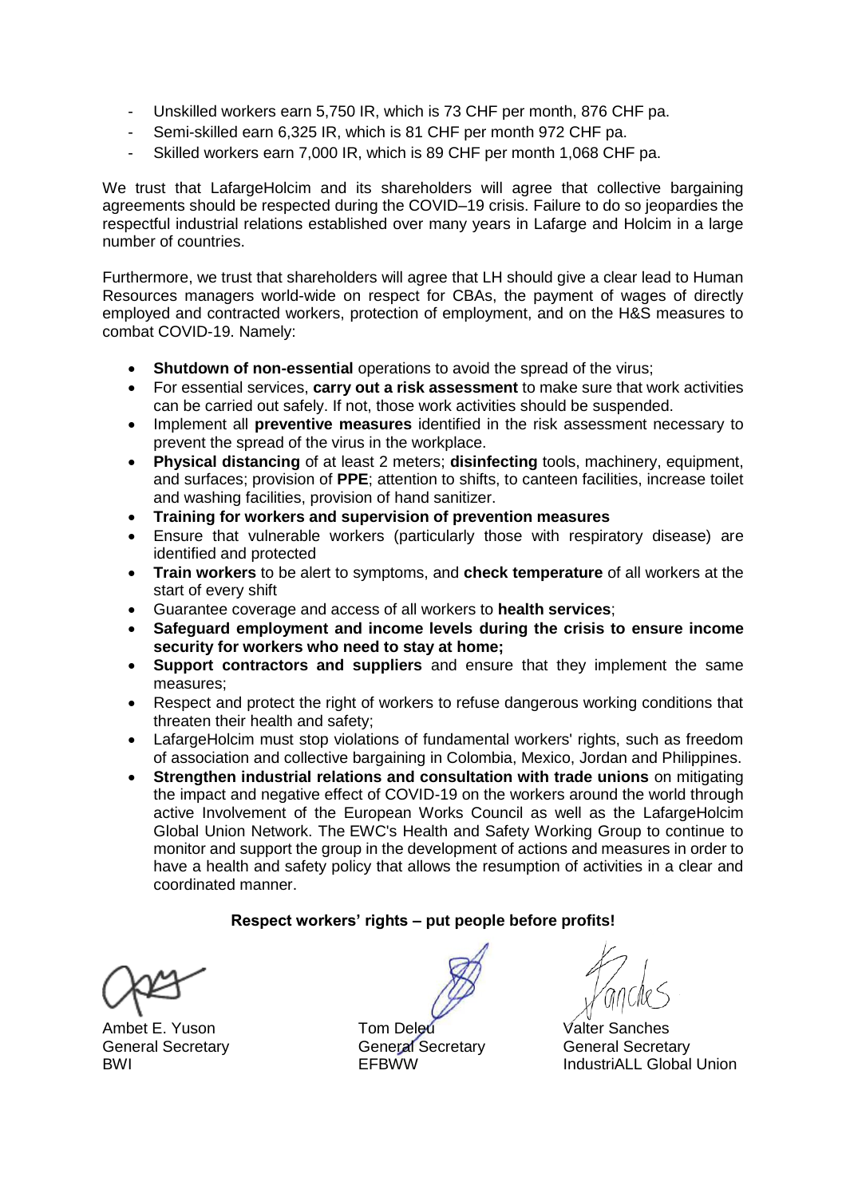- Unskilled workers earn 5,750 IR, which is 73 CHF per month, 876 CHF pa.
- Semi-skilled earn 6,325 IR, which is 81 CHF per month 972 CHF pa.
- Skilled workers earn 7,000 IR, which is 89 CHF per month 1,068 CHF pa.

We trust that LafargeHolcim and its shareholders will agree that collective bargaining agreements should be respected during the COVID–19 crisis. Failure to do so jeopardies the respectful industrial relations established over many years in Lafarge and Holcim in a large number of countries.

Furthermore, we trust that shareholders will agree that LH should give a clear lead to Human Resources managers world-wide on respect for CBAs, the payment of wages of directly employed and contracted workers, protection of employment, and on the H&S measures to combat COVID-19. Namely:

- **Shutdown of non-essential** operations to avoid the spread of the virus;
- For essential services, **carry out a risk assessment** to make sure that work activities can be carried out safely. If not, those work activities should be suspended.
- Implement all **preventive measures** identified in the risk assessment necessary to prevent the spread of the virus in the workplace.
- **Physical distancing** of at least 2 meters; **disinfecting** tools, machinery, equipment, and surfaces; provision of **PPE**; attention to shifts, to canteen facilities, increase toilet and washing facilities, provision of hand sanitizer.
- **Training for workers and supervision of prevention measures**
- Ensure that vulnerable workers (particularly those with respiratory disease) are identified and protected
- **Train workers** to be alert to symptoms, and **check temperature** of all workers at the start of every shift
- Guarantee coverage and access of all workers to **health services**;
- **Safeguard employment and income levels during the crisis to ensure income security for workers who need to stay at home;**
- **Support contractors and suppliers** and ensure that they implement the same measures;
- Respect and protect the right of workers to refuse dangerous working conditions that threaten their health and safety;
- LafargeHolcim must stop violations of fundamental workers' rights, such as freedom of association and collective bargaining in Colombia, Mexico, Jordan and Philippines.
- **Strengthen industrial relations and consultation with trade unions** on mitigating the impact and negative effect of COVID-19 on the workers around the world through active Involvement of the European Works Council as well as the LafargeHolcim Global Union Network. The EWC's Health and Safety Working Group to continue to monitor and support the group in the development of actions and measures in order to have a health and safety policy that allows the resumption of activities in a clear and coordinated manner.

**Respect workers' rights – put people before profits!**

| | | |
|---|---|---|
| Ambet E. Yuson | Tom Deleu | Valter Sanches |
| General Secretary | General Secretary | General Secretary |
| BWI | EFBWW | IndustriALL Global Union |